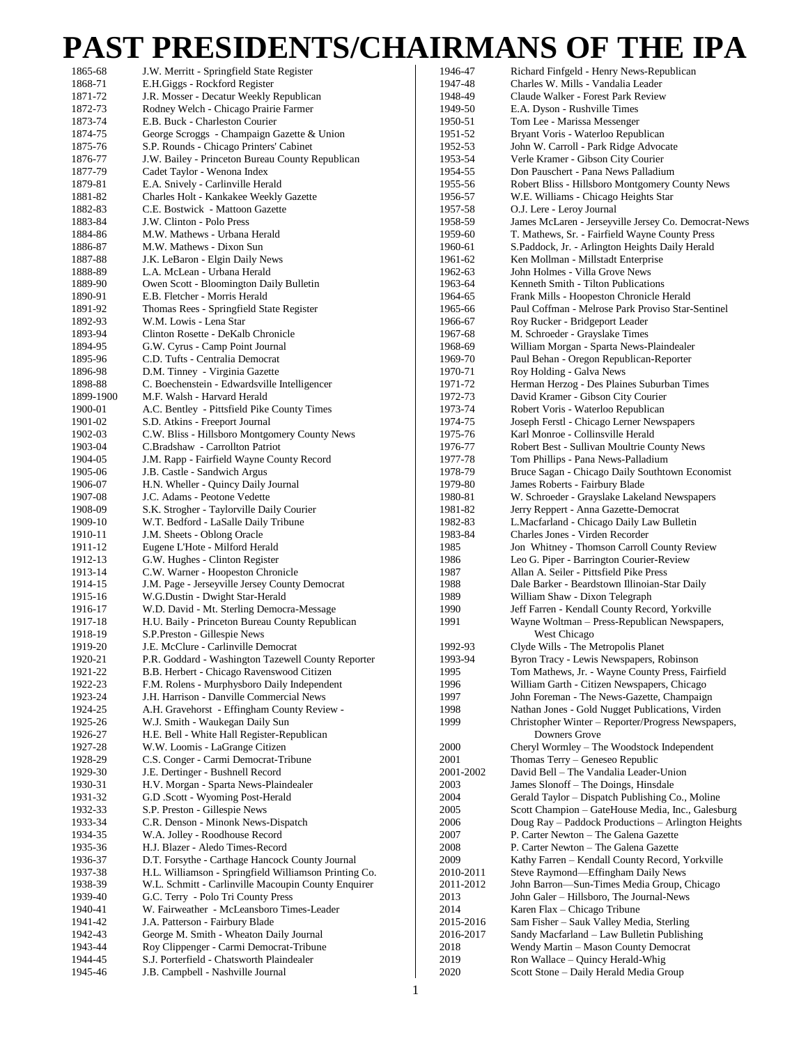# PAST PRESIDENTS/CHAIRMANS OF THE IPA

| | |
|---|---|
| 1865-68 | J.W. Merritt - Springfield State Register |
| 1868-71 | E.H.Giggs - Rockford Register |
| 1871-72 | J.R. Mosser - Decatur Weekly Republican |
| 1872-73 | Rodney Welch - Chicago Prairie Farmer |
| 1873-74 | E.B. Buck - Charleston Courier |
| 1874-75 | George Scroggs - Champaign Gazette & Union |
| 1875-76 | S.P. Rounds - Chicago Printers' Cabinet |
| 1876-77 | J.W. Bailey - Princeton Bureau County Republican |
| 1877-79 | Cadet Taylor - Wenona Index |
| 1879-81 | E.A. Snively - Carlinville Herald |
| 1881-82 | Charles Holt - Kankakee Weekly Gazette |
| 1882-83 | C.E. Bostwick - Mattoon Gazette |
| 1883-84 | J.W. Clinton - Polo Press |
| 1884-86 | M.W. Mathews - Urbana Herald |
| 1886-87 | M.W. Mathews - Dixon Sun |
| 1887-88 | J.K. LeBaron - Elgin Daily News |
| 1888-89 | L.A. McLean - Urbana Herald |
| 1889-90 | Owen Scott - Bloomington Daily Bulletin |
| 1890-91 | E.B. Fletcher - Morris Herald |
| 1891-92 | Thomas Rees - Springfield State Register |
| 1892-93 | W.M. Lowis - Lena Star |
| 1893-94 | Clinton Rosette - DeKalb Chronicle |
| 1894-95 | G.W. Cyrus - Camp Point Journal |
| 1895-96 | C.D. Tufts - Centralia Democrat |
| 1896-98 | D.M. Tinney - Virginia Gazette |
| 1898-88 | C. Boechenstein - Edwardsville Intelligencer |
| 1899-1900 | M.F. Walsh - Harvard Herald |
| 1900-01 | A.C. Bentley - Pittsfield Pike County Times |
| 1901-02 | S.D. Atkins - Freeport Journal |
| 1902-03 | C.W. Bliss - Hillsboro Montgomery County News |
| 1903-04 | C.Bradshaw - Carrollton Patriot |
| 1904-05 | J.M. Rapp - Fairfield Wayne County Record |
| 1905-06 | J.B. Castle - Sandwich Argus |
| 1906-07 | H.N. Wheller - Quincy Daily Journal |
| 1907-08 | J.C. Adams - Peotone Vedette |
| 1908-09 | S.K. Strogher - Taylorville Daily Courier |
| 1909-10 | W.T. Bedford - LaSalle Daily Tribune |
| 1910-11 | J.M. Sheets - Oblong Oracle |
| 1911-12 | Eugene L'Hote - Milford Herald |
| 1912-13 | G.W. Hughes - Clinton Register |
| 1913-14 | C.W. Warner - Hoopeston Chronicle |
| 1914-15 | J.M. Page - Jerseyville Jersey County Democrat |
| 1915-16 | W.G.Dustin - Dwight Star-Herald |
| 1916-17 | W.D. David - Mt. Sterling Democra-Message |
| 1917-18 | H.U. Baily - Princeton Bureau County Republican |
| 1918-19 | S.P.Preston - Gillespie News |
| 1919-20 | J.E. McClure - Carlinville Democrat |
| 1920-21 | P.R. Goddard - Washington Tazewell County Reporter |
| 1921-22 | B.B. Herbert - Chicago Ravenswood Citizen |
| 1922-23 | F.M. Rolens - Murphysboro Daily Independent |
| 1923-24 | J.H. Harrison - Danville Commercial News |
| 1924-25 | A.H. Gravehorst - Effingham County Review - |
| 1925-26 | W.J. Smith - Waukegan Daily Sun |
| 1926-27 | H.E. Bell - White Hall Register-Republican |
| 1927-28 | W.W. Loomis - LaGrange Citizen |
| 1928-29 | C.S. Conger - Carmi Democrat-Tribune |
| 1929-30 | J.E. Dertinger - Bushnell Record |
| 1930-31 | H.V. Morgan - Sparta News-Plaindealer |
| 1931-32 | G.D .Scott - Wyoming Post-Herald |
| 1932-33 | S.P. Preston - Gillespie News |
| 1933-34 | C.R. Denson - Minonk News-Dispatch |
| 1934-35 | W.A. Jolley - Roodhouse Record |
| 1935-36 | H.J. Blazer - Aledo Times-Record |
| 1936-37 | D.T. Forsythe - Carthage Hancock County Journal |
| 1937-38 | H.L. Williamson - Springfield Williamson Printing Co. |
| 1938-39 | W.L. Schmitt - Carlinville Macoupin County Enquirer |
| 1939-40 | G.C. Terry - Polo Tri County Press |
| 1940-41 | W. Fairweather - McLeansboro Times-Leader |
| 1941-42 | J.A. Patterson - Fairbury Blade |
| 1942-43 | George M. Smith - Wheaton Daily Journal |
| 1943-44 | Roy Clippenger - Carmi Democrat-Tribune |
| 1944-45 | S.J. Porterfield - Chatsworth Plaindealer |
| 1945-46 | J.B. Campbell - Nashville Journal |
| 1946-47 | Richard Finfgeld - Henry News-Republican |
| 1947-48 | Charles W. Mills - Vandalia Leader |
| 1948-49 | Claude Walker - Forest Park Review |
| 1949-50 | E.A. Dyson - Rushville Times |
| 1950-51 | Tom Lee - Marissa Messenger |
| 1951-52 | Bryant Voris - Waterloo Republican |
| 1952-53 | John W. Carroll - Park Ridge Advocate |
| 1953-54 | Verle Kramer - Gibson City Courier |
| 1954-55 | Don Pauschert - Pana News Palladium |
| 1955-56 | Robert Bliss - Hillsboro Montgomery County News |
| 1956-57 | W.E. Williams - Chicago Heights Star |
| 1957-58 | O.J. Lere - Leroy Journal |
| 1958-59 | James McLaren - Jerseyville Jersey Co. Democrat-News |
| 1959-60 | T. Mathews, Sr. - Fairfield Wayne County Press |
| 1960-61 | S.Paddock, Jr. - Arlington Heights Daily Herald |
| 1961-62 | Ken Mollman - Millstadt Enterprise |
| 1962-63 | John Holmes - Villa Grove News |
| 1963-64 | Kenneth Smith - Tilton Publications |
| 1964-65 | Frank Mills - Hoopeston Chronicle Herald |
| 1965-66 | Paul Coffman - Melrose Park Proviso Star-Sentinel |
| 1966-67 | Roy Rucker - Bridgeport Leader |
| 1967-68 | M. Schroeder - Grayslake Times |
| 1968-69 | William Morgan - Sparta News-Plaindealer |
| 1969-70 | Paul Behan - Oregon Republican-Reporter |
| 1970-71 | Roy Holding - Galva News |
| 1971-72 | Herman Herzog - Des Plaines Suburban Times |
| 1972-73 | David Kramer - Gibson City Courier |
| 1973-74 | Robert Voris - Waterloo Republican |
| 1974-75 | Joseph Ferstl - Chicago Lerner Newspapers |
| 1975-76 | Karl Monroe - Collinsville Herald |
| 1976-77 | Robert Best - Sullivan Moultrie County News |
| 1977-78 | Tom Phillips - Pana News-Palladium |
| 1978-79 | Bruce Sagan - Chicago Daily Southtown Economist |
| 1979-80 | James Roberts - Fairbury Blade |
| 1980-81 | W. Schroeder - Grayslake Lakeland Newspapers |
| 1981-82 | Jerry Reppert - Anna Gazette-Democrat |
| 1982-83 | L.Macfarland - Chicago Daily Law Bulletin |
| 1983-84 | Charles Jones - Virden Recorder |
| 1985 | Jon Whitney - Thomson Carroll County Review |
| 1986 | Leo G. Piper - Barrington Courier-Review |
| 1987 | Allan A. Seiler - Pittsfield Pike Press |
| 1988 | Dale Barker - Beardstown Illinoian-Star Daily |
| 1989 | William Shaw - Dixon Telegraph |
| 1990 | Jeff Farren - Kendall County Record, Yorkville |
| 1991 | Wayne Woltman – Press-Republican Newspapers, West Chicago |
| 1992-93 | Clyde Wills - The Metropolis Planet |
| 1993-94 | Byron Tracy - Lewis Newspapers, Robinson |
| 1995 | Tom Mathews, Jr. - Wayne County Press, Fairfield |
| 1996 | William Garth - Citizen Newspapers, Chicago |
| 1997 | John Foreman - The News-Gazette, Champaign |
| 1998 | Nathan Jones - Gold Nugget Publications, Virden |
| 1999 | Christopher Winter – Reporter/Progress Newspapers, Downers Grove |
| 2000 | Cheryl Wormley – The Woodstock Independent |
| 2001 | Thomas Terry – Geneseo Republic |
| 2001-2002 | David Bell – The Vandalia Leader-Union |
| 2003 | James Slonoff – The Doings, Hinsdale |
| 2004 | Gerald Taylor – Dispatch Publishing Co., Moline |
| 2005 | Scott Champion – GateHouse Media, Inc., Galesburg |
| 2006 | Doug Ray – Paddock Productions – Arlington Heights |
| 2007 | P. Carter Newton – The Galena Gazette |
| 2008 | P. Carter Newton – The Galena Gazette |
| 2009 | Kathy Farren – Kendall County Record, Yorkville |
| 2010-2011 | Steve Raymond—Effingham Daily News |
| 2011-2012 | John Barron—Sun-Times Media Group, Chicago |
| 2013 | John Galer – Hillsboro, The Journal-News |
| 2014 | Karen Flax – Chicago Tribune |
| 2015-2016 | Sam Fisher – Sauk Valley Media, Sterling |
| 2016-2017 | Sandy Macfarland – Law Bulletin Publishing |
| 2018 | Wendy Martin – Mason County Democrat |
| 2019 | Ron Wallace – Quincy Herald-Whig |
| 2020 | Scott Stone – Daily Herald Media Group |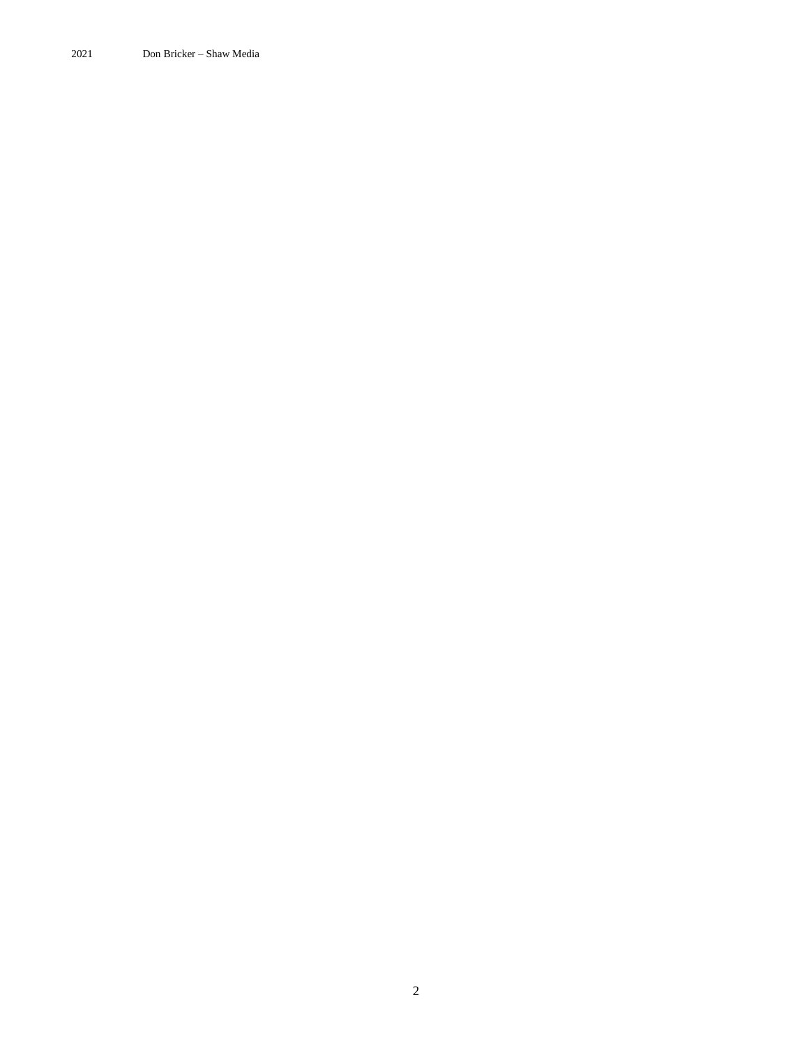2021 Don Bricker – Shaw Media